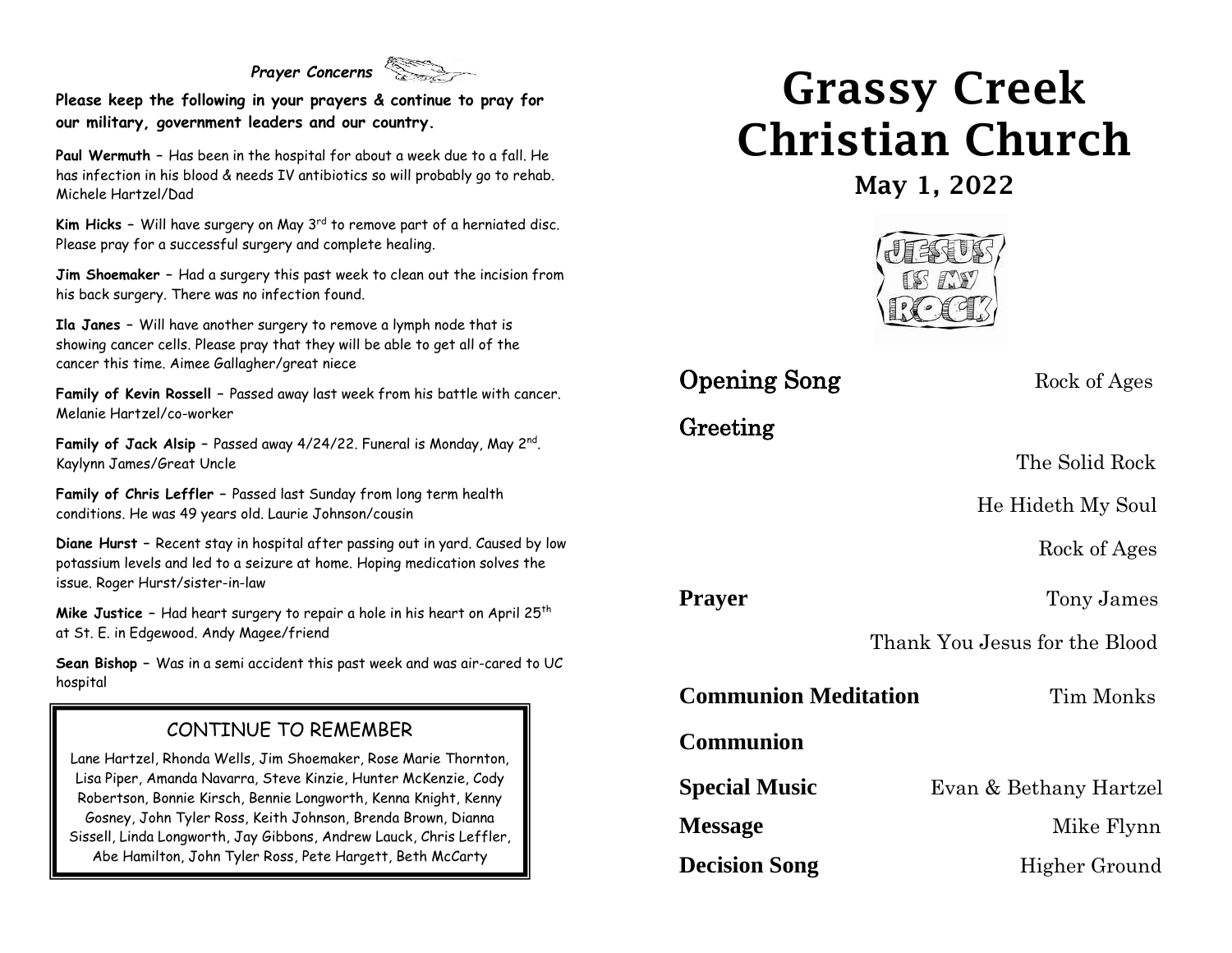*Prayer Concerns*

**Please keep the following in your prayers & continue to pray for our military, government leaders and our country.**

**Paul Wermuth** – Has been in the hospital for about a week due to a fall. He has infection in his blood & needs IV antibiotics so will probably go to rehab. Michele Hartzel/Dad

**Kim Hicks** – Will have surgery on May 3rd to remove part of a herniated disc. Please pray for a successful surgery and complete healing.

**Jim Shoemaker** – Had a surgery this past week to clean out the incision from his back surgery. There was no infection found.

**Ila Janes** – Will have another surgery to remove a lymph node that is showing cancer cells. Please pray that they will be able to get all of the cancer this time. Aimee Gallagher/great niece

**Family of Kevin Rossell** – Passed away last week from his battle with cancer. Melanie Hartzel/co-worker

**Family of Jack Alsip** – Passed away 4/24/22. Funeral is Monday, May 2nd. Kaylynn James/Great Uncle

**Family of Chris Leffler** – Passed last Sunday from long term health conditions. He was 49 years old. Laurie Johnson/cousin

**Diane Hurst** – Recent stay in hospital after passing out in yard. Caused by low potassium levels and led to a seizure at home. Hoping medication solves the issue. Roger Hurst/sister-in-law

**Mike Justice** – Had heart surgery to repair a hole in his heart on April 25th at St. E. in Edgewood. Andy Magee/friend

**Sean Bishop** – Was in a semi accident this past week and was air-cared to UC hospital

## CONTINUE TO REMEMBER

Lane Hartzel, Rhonda Wells, Jim Shoemaker, Rose Marie Thornton, Lisa Piper, Amanda Navarra, Steve Kinzie, Hunter McKenzie, Cody Robertson, Bonnie Kirsch, Bennie Longworth, Kenna Knight, Kenny Gosney, John Tyler Ross, Keith Johnson, Brenda Brown, Dianna Sissell, Linda Longworth, Jay Gibbons, Andrew Lauck, Chris Leffler, Abe Hamilton, John Tyler Ross, Pete Hargett, Beth McCarty

# Grassy Creek Christian Church

## May 1, 2022

JESUS IS MY ROCK

**Opening Song** — Rock of Ages

**Greeting**

The Solid Rock

He Hideth My Soul

Rock of Ages

**Prayer** — Tony James

Thank You Jesus for the Blood

**Communion Meditation** — Tim Monks

**Communion**

**Special Music** — Evan & Bethany Hartzel

**Message** — Mike Flynn

**Decision Song** — Higher Ground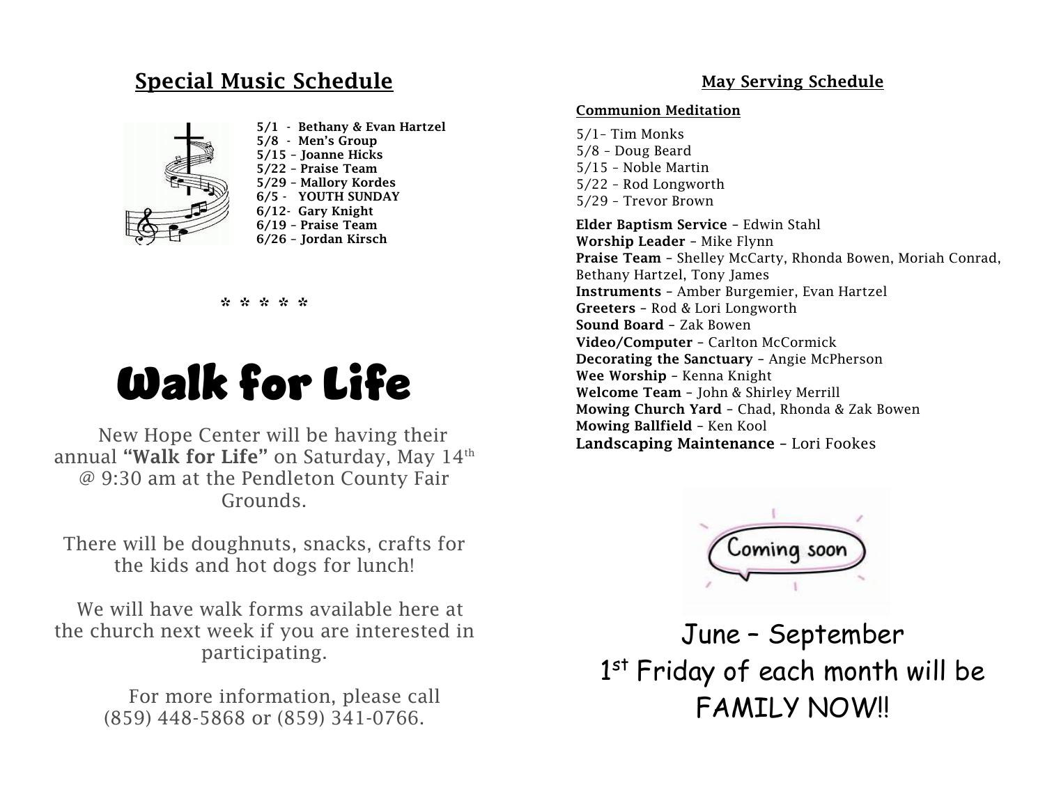## Special Music Schedule

**5/1 - Bethany & Evan Hartzel**
**5/8 - Men's Group**
**5/15 – Joanne Hicks**
**5/22 – Praise Team**
**5/29 – Mallory Kordes**
**6/5 - YOUTH SUNDAY**
**6/12- Gary Knight**
**6/19 – Praise Team**
**6/26 – Jordan Kirsch**

* * * * *

# Walk for Life

New Hope Center will be having their annual **"Walk for Life"** on Saturday, May 14th @ 9:30 am at the Pendleton County Fair Grounds.

There will be doughnuts, snacks, crafts for the kids and hot dogs for lunch!

We will have walk forms available here at the church next week if you are interested in participating.

For more information, please call (859) 448-5868 or (859) 341-0766.

## May Serving Schedule

**Communion Meditation**

5/1– Tim Monks
5/8 – Doug Beard
5/15 – Noble Martin
5/22 – Rod Longworth
5/29 – Trevor Brown

**Elder Baptism Service** – Edwin Stahl
**Worship Leader** – Mike Flynn
**Praise Team** – Shelley McCarty, Rhonda Bowen, Moriah Conrad, Bethany Hartzel, Tony James
**Instruments** – Amber Burgemier, Evan Hartzel
**Greeters** – Rod & Lori Longworth
**Sound Board** – Zak Bowen
**Video/Computer** – Carlton McCormick
**Decorating the Sanctuary** – Angie McPherson
**Wee Worship** – Kenna Knight
**Welcome Team** – John & Shirley Merrill
**Mowing Church Yard** – Chad, Rhonda & Zak Bowen
**Mowing Ballfield** – Ken Kool
**Landscaping Maintenance** – Lori Fookes

Coming soon

June – September
1st Friday of each month will be FAMILY NOW!!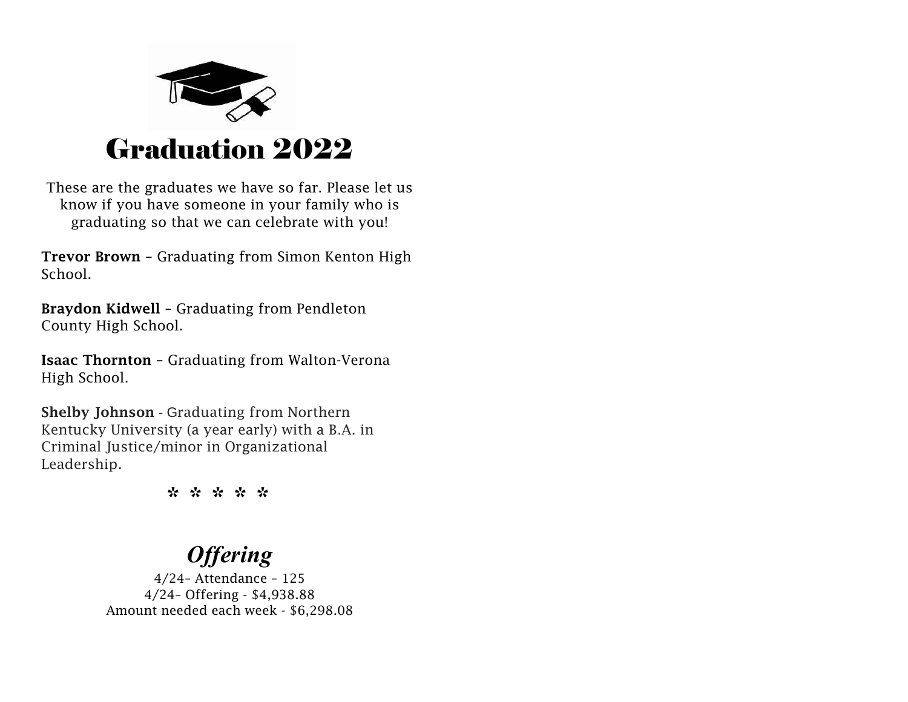# Graduation 2022

These are the graduates we have so far. Please let us know if you have someone in your family who is graduating so that we can celebrate with you!

**Trevor Brown** – Graduating from Simon Kenton High School.

**Braydon Kidwell** – Graduating from Pendleton County High School.

**Isaac Thornton** – Graduating from Walton-Verona High School.

**Shelby Johnson** - Graduating from Northern Kentucky University (a year early) with a B.A. in Criminal Justice/minor in Organizational Leadership.

✲ ✲ ✲ ✲ ✲

## *Offering*

4/24– Attendance – 125
4/24– Offering - $4,938.88
Amount needed each week - $6,298.08